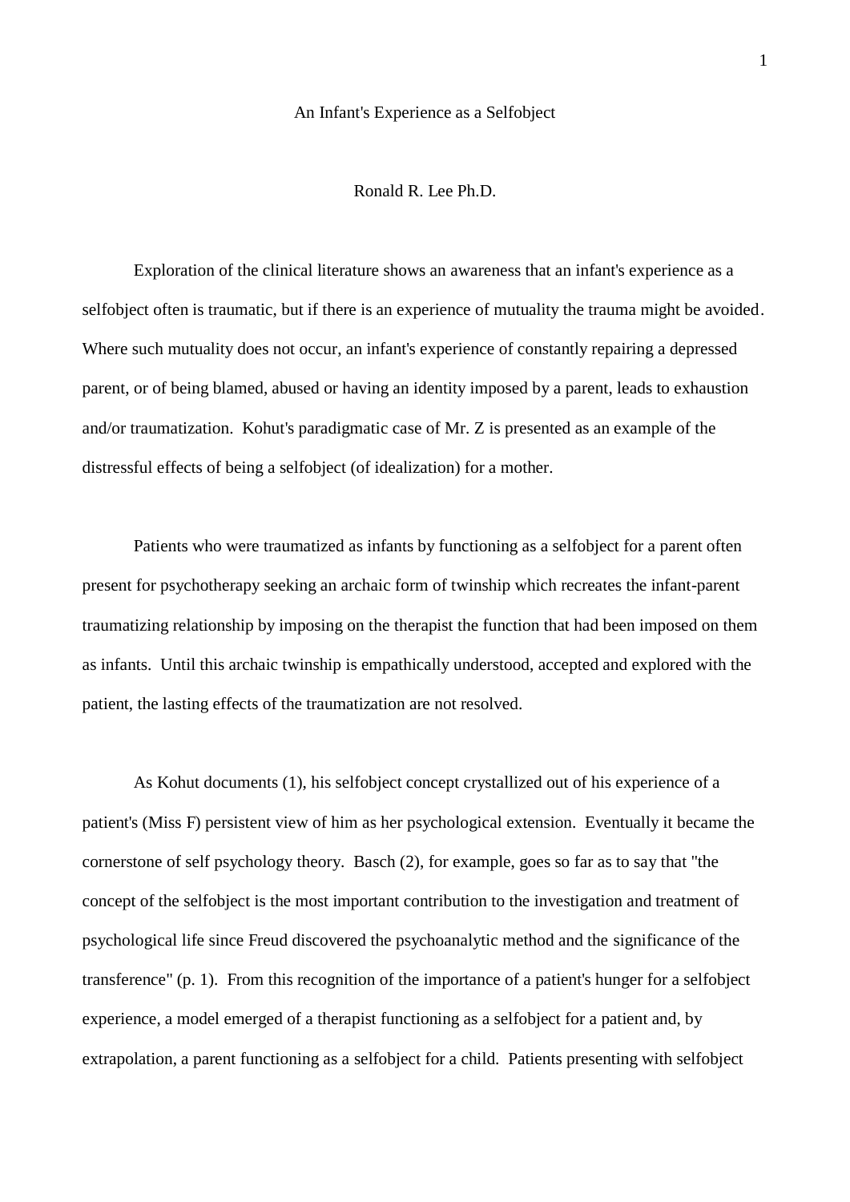# An Infant's Experience as a Selfobject

Ronald R. Lee Ph.D.

Exploration of the clinical literature shows an awareness that an infant's experience as a selfobject often is traumatic, but if there is an experience of mutuality the trauma might be avoided. Where such mutuality does not occur, an infant's experience of constantly repairing a depressed parent, or of being blamed, abused or having an identity imposed by a parent, leads to exhaustion and/or traumatization. Kohut's paradigmatic case of Mr. Z is presented as an example of the distressful effects of being a selfobject (of idealization) for a mother.

Patients who were traumatized as infants by functioning as a selfobject for a parent often present for psychotherapy seeking an archaic form of twinship which recreates the infant-parent traumatizing relationship by imposing on the therapist the function that had been imposed on them as infants. Until this archaic twinship is empathically understood, accepted and explored with the patient, the lasting effects of the traumatization are not resolved.

As Kohut documents (1), his selfobject concept crystallized out of his experience of a patient's (Miss F) persistent view of him as her psychological extension. Eventually it became the cornerstone of self psychology theory. Basch (2), for example, goes so far as to say that "the concept of the selfobject is the most important contribution to the investigation and treatment of psychological life since Freud discovered the psychoanalytic method and the significance of the transference" (p. 1). From this recognition of the importance of a patient's hunger for a selfobject experience, a model emerged of a therapist functioning as a selfobject for a patient and, by extrapolation, a parent functioning as a selfobject for a child. Patients presenting with selfobject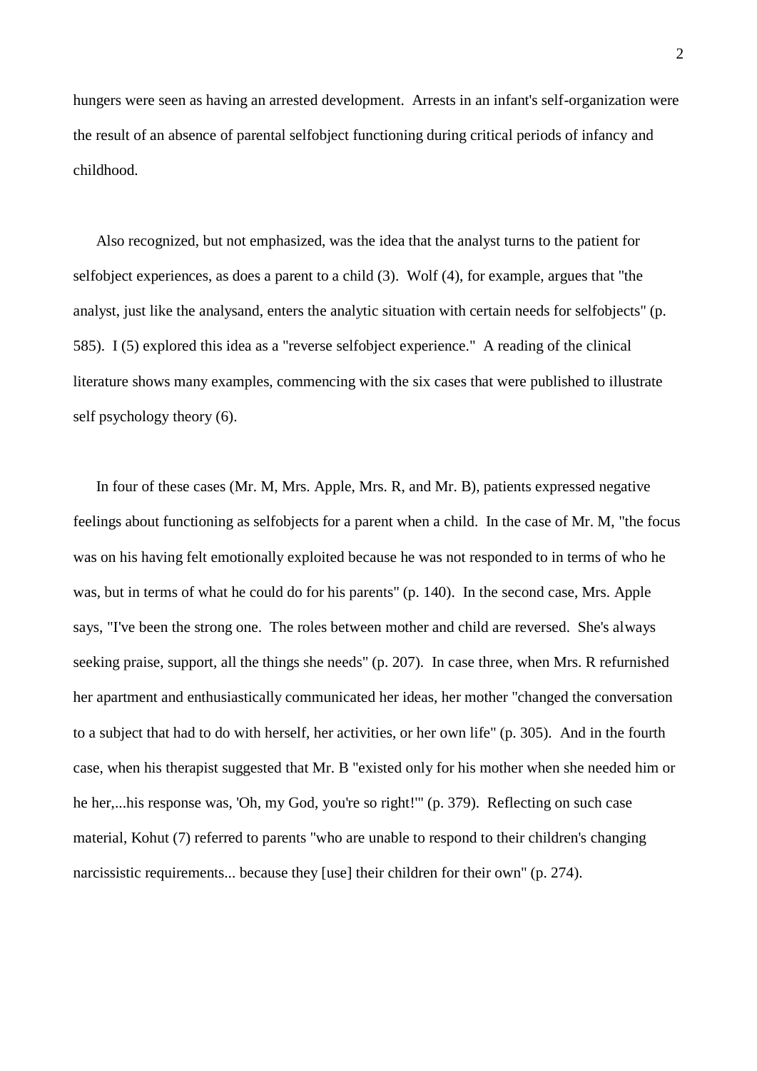hungers were seen as having an arrested development. Arrests in an infant's self-organization were the result of an absence of parental selfobject functioning during critical periods of infancy and childhood.

Also recognized, but not emphasized, was the idea that the analyst turns to the patient for selfobject experiences, as does a parent to a child (3). Wolf (4), for example, argues that "the analyst, just like the analysand, enters the analytic situation with certain needs for selfobjects" (p. 585). I (5) explored this idea as a "reverse selfobject experience." A reading of the clinical literature shows many examples, commencing with the six cases that were published to illustrate self psychology theory (6).

In four of these cases (Mr. M, Mrs. Apple, Mrs. R, and Mr. B), patients expressed negative feelings about functioning as selfobjects for a parent when a child. In the case of Mr. M, "the focus was on his having felt emotionally exploited because he was not responded to in terms of who he was, but in terms of what he could do for his parents" (p. 140). In the second case, Mrs. Apple says, "I've been the strong one. The roles between mother and child are reversed. She's always seeking praise, support, all the things she needs" (p. 207). In case three, when Mrs. R refurnished her apartment and enthusiastically communicated her ideas, her mother "changed the conversation to a subject that had to do with herself, her activities, or her own life" (p. 305). And in the fourth case, when his therapist suggested that Mr. B "existed only for his mother when she needed him or he her,...his response was, 'Oh, my God, you're so right!'" (p. 379). Reflecting on such case material, Kohut (7) referred to parents "who are unable to respond to their children's changing narcissistic requirements... because they [use] their children for their own" (p. 274).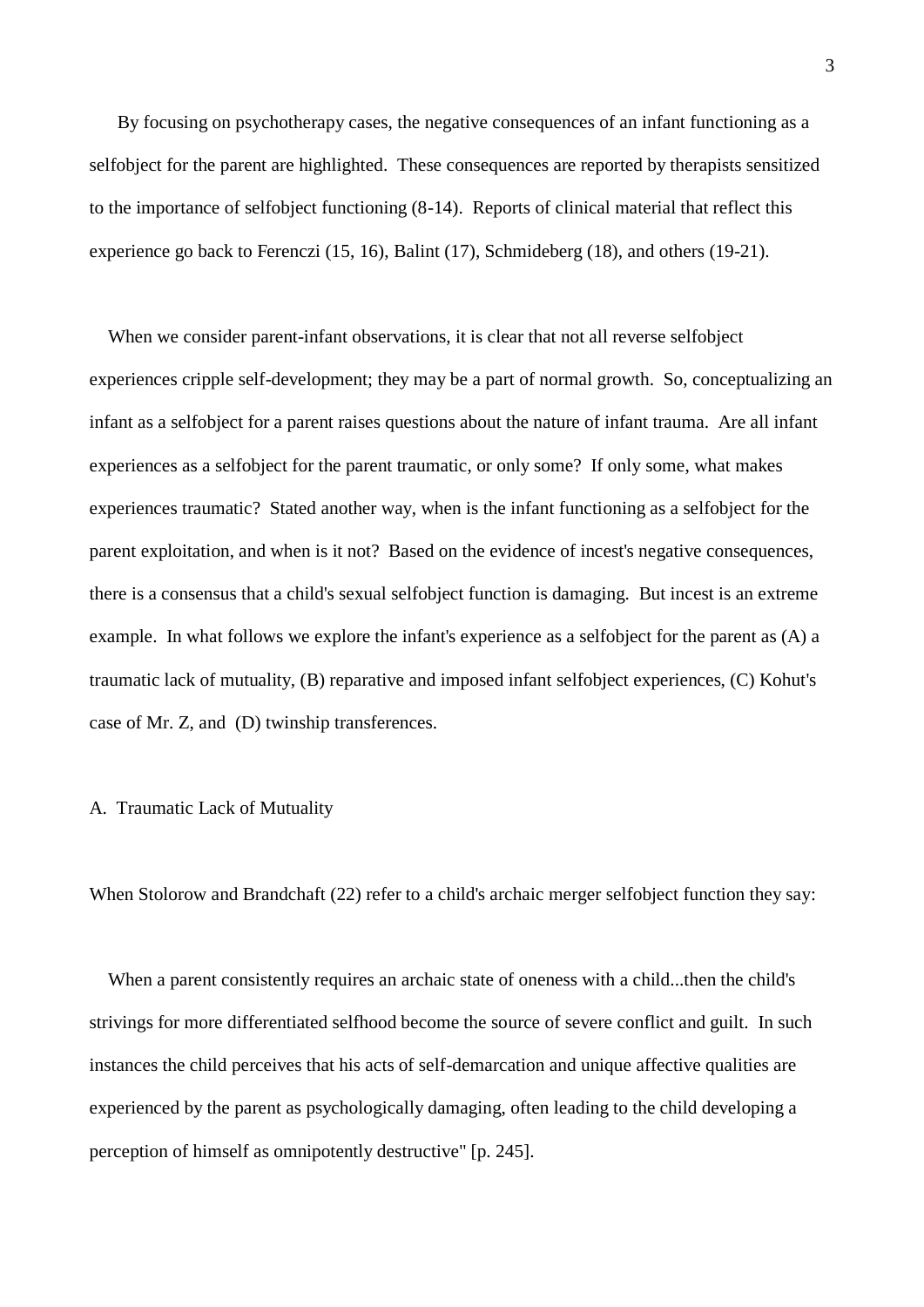By focusing on psychotherapy cases, the negative consequences of an infant functioning as a selfobject for the parent are highlighted. These consequences are reported by therapists sensitized to the importance of selfobject functioning (8-14). Reports of clinical material that reflect this experience go back to Ferenczi (15, 16), Balint (17), Schmideberg (18), and others (19-21).

When we consider parent-infant observations, it is clear that not all reverse selfobject experiences cripple self-development; they may be a part of normal growth. So, conceptualizing an infant as a selfobject for a parent raises questions about the nature of infant trauma. Are all infant experiences as a selfobject for the parent traumatic, or only some? If only some, what makes experiences traumatic? Stated another way, when is the infant functioning as a selfobject for the parent exploitation, and when is it not? Based on the evidence of incest's negative consequences, there is a consensus that a child's sexual selfobject function is damaging. But incest is an extreme example. In what follows we explore the infant's experience as a selfobject for the parent as (A) a traumatic lack of mutuality, (B) reparative and imposed infant selfobject experiences, (C) Kohut's case of Mr. Z, and (D) twinship transferences.

A. Traumatic Lack of Mutuality

When Stolorow and Brandchaft (22) refer to a child's archaic merger selfobject function they say:

When a parent consistently requires an archaic state of oneness with a child...then the child's strivings for more differentiated selfhood become the source of severe conflict and guilt. In such instances the child perceives that his acts of self-demarcation and unique affective qualities are experienced by the parent as psychologically damaging, often leading to the child developing a perception of himself as omnipotently destructive" [p. 245].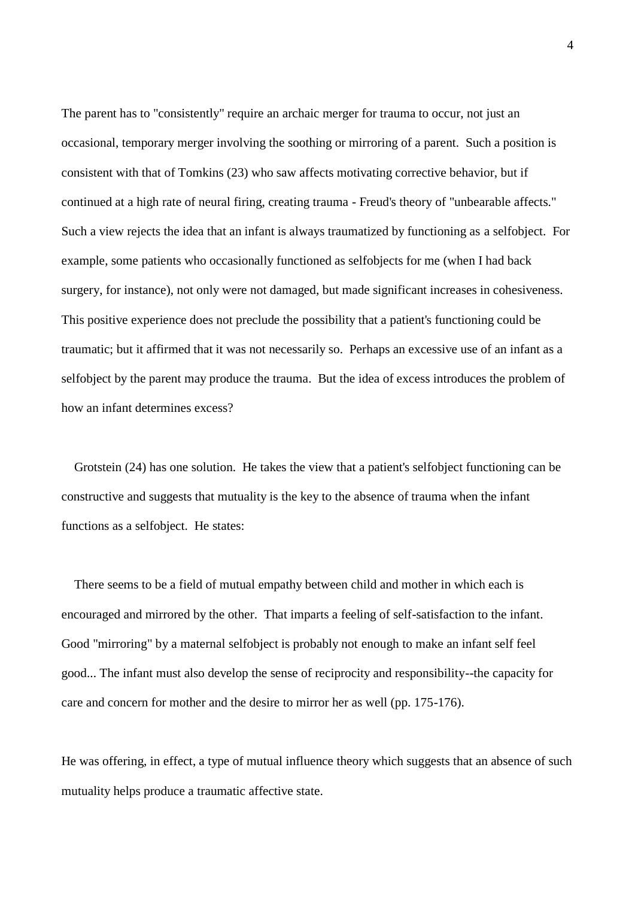The parent has to "consistently" require an archaic merger for trauma to occur, not just an occasional, temporary merger involving the soothing or mirroring of a parent. Such a position is consistent with that of Tomkins (23) who saw affects motivating corrective behavior, but if continued at a high rate of neural firing, creating trauma - Freud's theory of "unbearable affects." Such a view rejects the idea that an infant is always traumatized by functioning as a selfobject. For example, some patients who occasionally functioned as selfobjects for me (when I had back surgery, for instance), not only were not damaged, but made significant increases in cohesiveness. This positive experience does not preclude the possibility that a patient's functioning could be traumatic; but it affirmed that it was not necessarily so. Perhaps an excessive use of an infant as a selfobject by the parent may produce the trauma. But the idea of excess introduces the problem of how an infant determines excess?

Grotstein (24) has one solution. He takes the view that a patient's selfobject functioning can be constructive and suggests that mutuality is the key to the absence of trauma when the infant functions as a selfobject. He states:

> There seems to be a field of mutual empathy between child and mother in which each is encouraged and mirrored by the other. That imparts a feeling of self-satisfaction to the infant. Good "mirroring" by a maternal selfobject is probably not enough to make an infant self feel good... The infant must also develop the sense of reciprocity and responsibility--the capacity for care and concern for mother and the desire to mirror her as well (pp. 175-176).

He was offering, in effect, a type of mutual influence theory which suggests that an absence of such mutuality helps produce a traumatic affective state.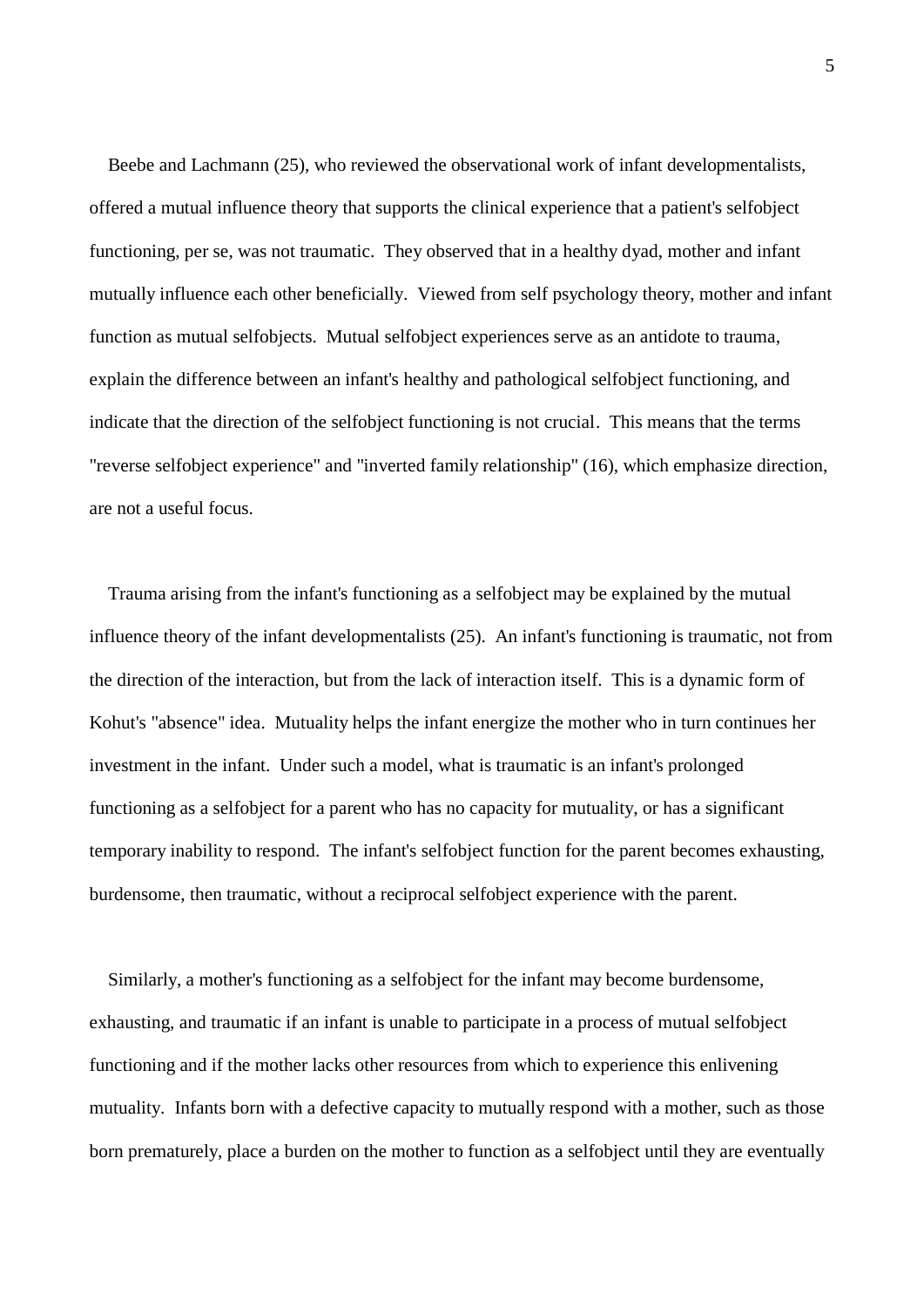Beebe and Lachmann (25), who reviewed the observational work of infant developmentalists, offered a mutual influence theory that supports the clinical experience that a patient's selfobject functioning, per se, was not traumatic. They observed that in a healthy dyad, mother and infant mutually influence each other beneficially. Viewed from self psychology theory, mother and infant function as mutual selfobjects. Mutual selfobject experiences serve as an antidote to trauma, explain the difference between an infant's healthy and pathological selfobject functioning, and indicate that the direction of the selfobject functioning is not crucial. This means that the terms "reverse selfobject experience" and "inverted family relationship" (16), which emphasize direction, are not a useful focus.

Trauma arising from the infant's functioning as a selfobject may be explained by the mutual influence theory of the infant developmentalists (25). An infant's functioning is traumatic, not from the direction of the interaction, but from the lack of interaction itself. This is a dynamic form of Kohut's "absence" idea. Mutuality helps the infant energize the mother who in turn continues her investment in the infant. Under such a model, what is traumatic is an infant's prolonged functioning as a selfobject for a parent who has no capacity for mutuality, or has a significant temporary inability to respond. The infant's selfobject function for the parent becomes exhausting, burdensome, then traumatic, without a reciprocal selfobject experience with the parent.

Similarly, a mother's functioning as a selfobject for the infant may become burdensome, exhausting, and traumatic if an infant is unable to participate in a process of mutual selfobject functioning and if the mother lacks other resources from which to experience this enlivening mutuality. Infants born with a defective capacity to mutually respond with a mother, such as those born prematurely, place a burden on the mother to function as a selfobject until they are eventually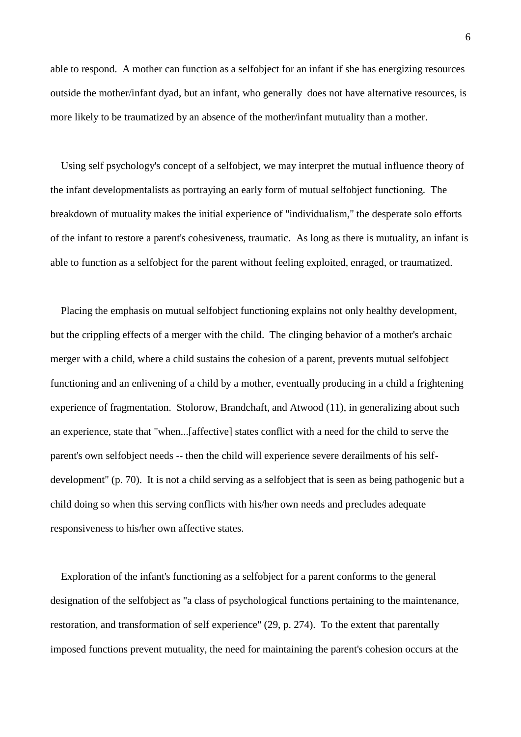able to respond. A mother can function as a selfobject for an infant if she has energizing resources outside the mother/infant dyad, but an infant, who generally does not have alternative resources, is more likely to be traumatized by an absence of the mother/infant mutuality than a mother.

Using self psychology's concept of a selfobject, we may interpret the mutual influence theory of the infant developmentalists as portraying an early form of mutual selfobject functioning. The breakdown of mutuality makes the initial experience of "individualism," the desperate solo efforts of the infant to restore a parent's cohesiveness, traumatic. As long as there is mutuality, an infant is able to function as a selfobject for the parent without feeling exploited, enraged, or traumatized.

Placing the emphasis on mutual selfobject functioning explains not only healthy development, but the crippling effects of a merger with the child. The clinging behavior of a mother's archaic merger with a child, where a child sustains the cohesion of a parent, prevents mutual selfobject functioning and an enlivening of a child by a mother, eventually producing in a child a frightening experience of fragmentation. Stolorow, Brandchaft, and Atwood (11), in generalizing about such an experience, state that "when...[affective] states conflict with a need for the child to serve the parent's own selfobject needs -- then the child will experience severe derailments of his self-development" (p. 70). It is not a child serving as a selfobject that is seen as being pathogenic but a child doing so when this serving conflicts with his/her own needs and precludes adequate responsiveness to his/her own affective states.

Exploration of the infant's functioning as a selfobject for a parent conforms to the general designation of the selfobject as "a class of psychological functions pertaining to the maintenance, restoration, and transformation of self experience" (29, p. 274). To the extent that parentally imposed functions prevent mutuality, the need for maintaining the parent's cohesion occurs at the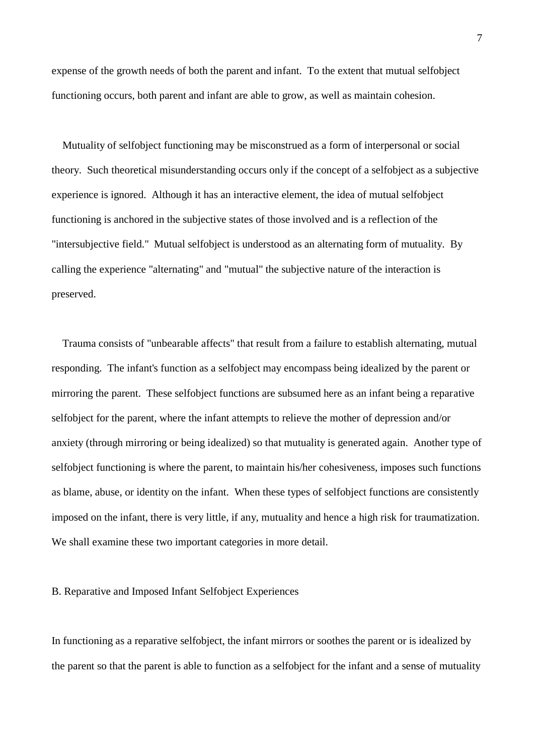expense of the growth needs of both the parent and infant. To the extent that mutual selfobject functioning occurs, both parent and infant are able to grow, as well as maintain cohesion.

Mutuality of selfobject functioning may be misconstrued as a form of interpersonal or social theory. Such theoretical misunderstanding occurs only if the concept of a selfobject as a subjective experience is ignored. Although it has an interactive element, the idea of mutual selfobject functioning is anchored in the subjective states of those involved and is a reflection of the "intersubjective field." Mutual selfobject is understood as an alternating form of mutuality. By calling the experience "alternating" and "mutual" the subjective nature of the interaction is preserved.

Trauma consists of "unbearable affects" that result from a failure to establish alternating, mutual responding. The infant's function as a selfobject may encompass being idealized by the parent or mirroring the parent. These selfobject functions are subsumed here as an infant being a reparative selfobject for the parent, where the infant attempts to relieve the mother of depression and/or anxiety (through mirroring or being idealized) so that mutuality is generated again. Another type of selfobject functioning is where the parent, to maintain his/her cohesiveness, imposes such functions as blame, abuse, or identity on the infant. When these types of selfobject functions are consistently imposed on the infant, there is very little, if any, mutuality and hence a high risk for traumatization. We shall examine these two important categories in more detail.

## B. Reparative and Imposed Infant Selfobject Experiences

In functioning as a reparative selfobject, the infant mirrors or soothes the parent or is idealized by the parent so that the parent is able to function as a selfobject for the infant and a sense of mutuality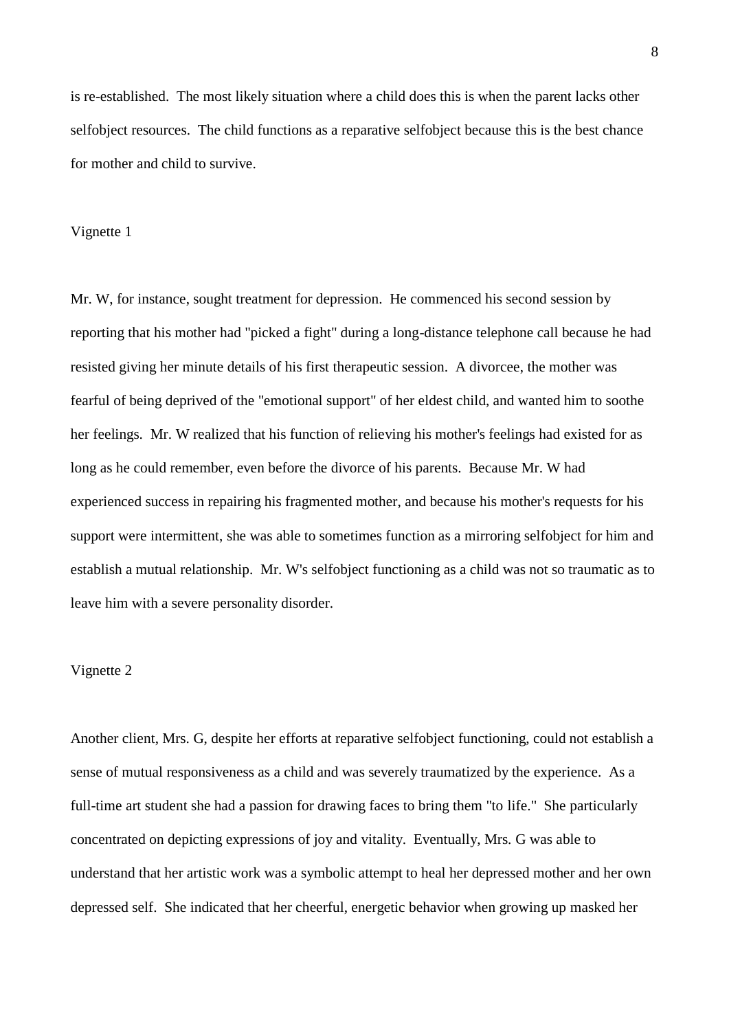is re-established.  The most likely situation where a child does this is when the parent lacks other selfobject resources.  The child functions as a reparative selfobject because this is the best chance for mother and child to survive.

Vignette 1

Mr. W, for instance, sought treatment for depression.  He commenced his second session by reporting that his mother had "picked a fight" during a long-distance telephone call because he had resisted giving her minute details of his first therapeutic session.  A divorcee, the mother was fearful of being deprived of the "emotional support" of her eldest child, and wanted him to soothe her feelings.  Mr. W realized that his function of relieving his mother's feelings had existed for as long as he could remember, even before the divorce of his parents.  Because Mr. W had experienced success in repairing his fragmented mother, and because his mother's requests for his support were intermittent, she was able to sometimes function as a mirroring selfobject for him and establish a mutual relationship.  Mr. W's selfobject functioning as a child was not so traumatic as to leave him with a severe personality disorder.

Vignette 2

Another client, Mrs. G, despite her efforts at reparative selfobject functioning, could not establish a sense of mutual responsiveness as a child and was severely traumatized by the experience.  As a full-time art student she had a passion for drawing faces to bring them "to life."  She particularly concentrated on depicting expressions of joy and vitality.  Eventually, Mrs. G was able to understand that her artistic work was a symbolic attempt to heal her depressed mother and her own depressed self.  She indicated that her cheerful, energetic behavior when growing up masked her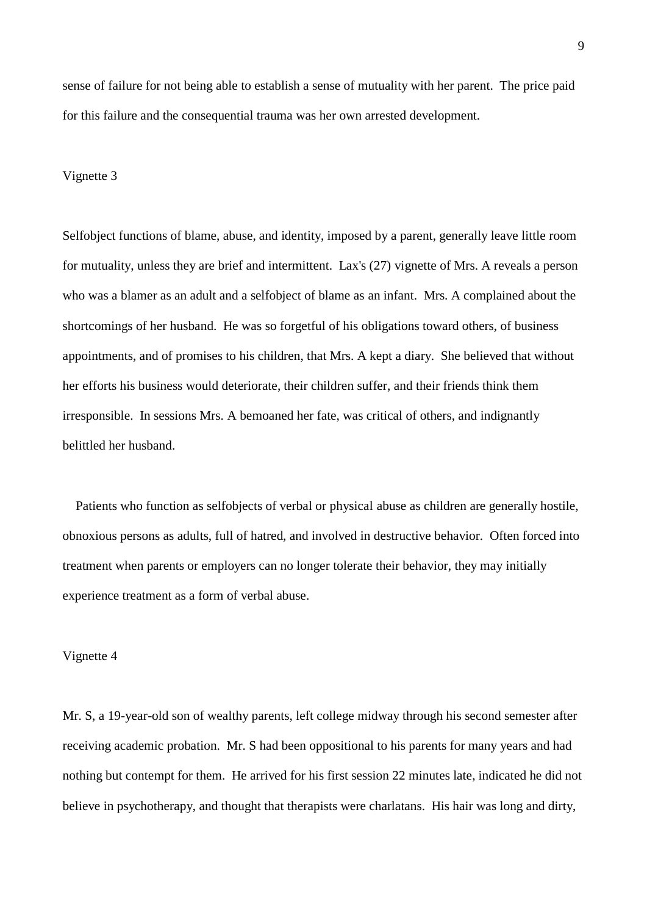sense of failure for not being able to establish a sense of mutuality with her parent. The price paid for this failure and the consequential trauma was her own arrested development.

Vignette 3

Selfobject functions of blame, abuse, and identity, imposed by a parent, generally leave little room for mutuality, unless they are brief and intermittent. Lax's (27) vignette of Mrs. A reveals a person who was a blamer as an adult and a selfobject of blame as an infant. Mrs. A complained about the shortcomings of her husband. He was so forgetful of his obligations toward others, of business appointments, and of promises to his children, that Mrs. A kept a diary. She believed that without her efforts his business would deteriorate, their children suffer, and their friends think them irresponsible. In sessions Mrs. A bemoaned her fate, was critical of others, and indignantly belittled her husband.

Patients who function as selfobjects of verbal or physical abuse as children are generally hostile, obnoxious persons as adults, full of hatred, and involved in destructive behavior. Often forced into treatment when parents or employers can no longer tolerate their behavior, they may initially experience treatment as a form of verbal abuse.

Vignette 4

Mr. S, a 19-year-old son of wealthy parents, left college midway through his second semester after receiving academic probation. Mr. S had been oppositional to his parents for many years and had nothing but contempt for them. He arrived for his first session 22 minutes late, indicated he did not believe in psychotherapy, and thought that therapists were charlatans. His hair was long and dirty,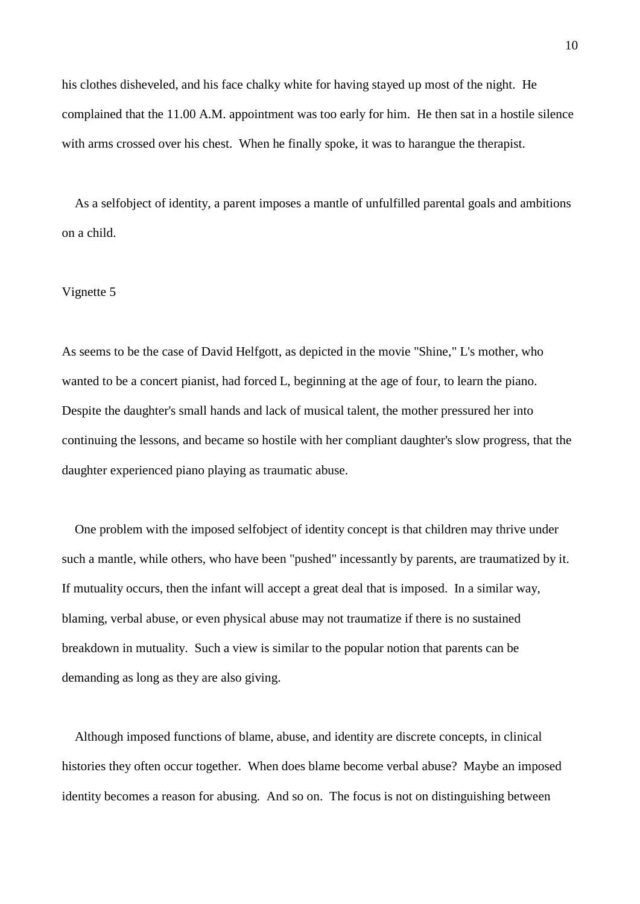his clothes disheveled, and his face chalky white for having stayed up most of the night. He complained that the 11.00 A.M. appointment was too early for him. He then sat in a hostile silence with arms crossed over his chest. When he finally spoke, it was to harangue the therapist.

As a selfobject of identity, a parent imposes a mantle of unfulfilled parental goals and ambitions on a child.

Vignette 5

As seems to be the case of David Helfgott, as depicted in the movie "Shine," L's mother, who wanted to be a concert pianist, had forced L, beginning at the age of four, to learn the piano. Despite the daughter's small hands and lack of musical talent, the mother pressured her into continuing the lessons, and became so hostile with her compliant daughter's slow progress, that the daughter experienced piano playing as traumatic abuse.

One problem with the imposed selfobject of identity concept is that children may thrive under such a mantle, while others, who have been "pushed" incessantly by parents, are traumatized by it. If mutuality occurs, then the infant will accept a great deal that is imposed. In a similar way, blaming, verbal abuse, or even physical abuse may not traumatize if there is no sustained breakdown in mutuality. Such a view is similar to the popular notion that parents can be demanding as long as they are also giving.

Although imposed functions of blame, abuse, and identity are discrete concepts, in clinical histories they often occur together. When does blame become verbal abuse? Maybe an imposed identity becomes a reason for abusing. And so on. The focus is not on distinguishing between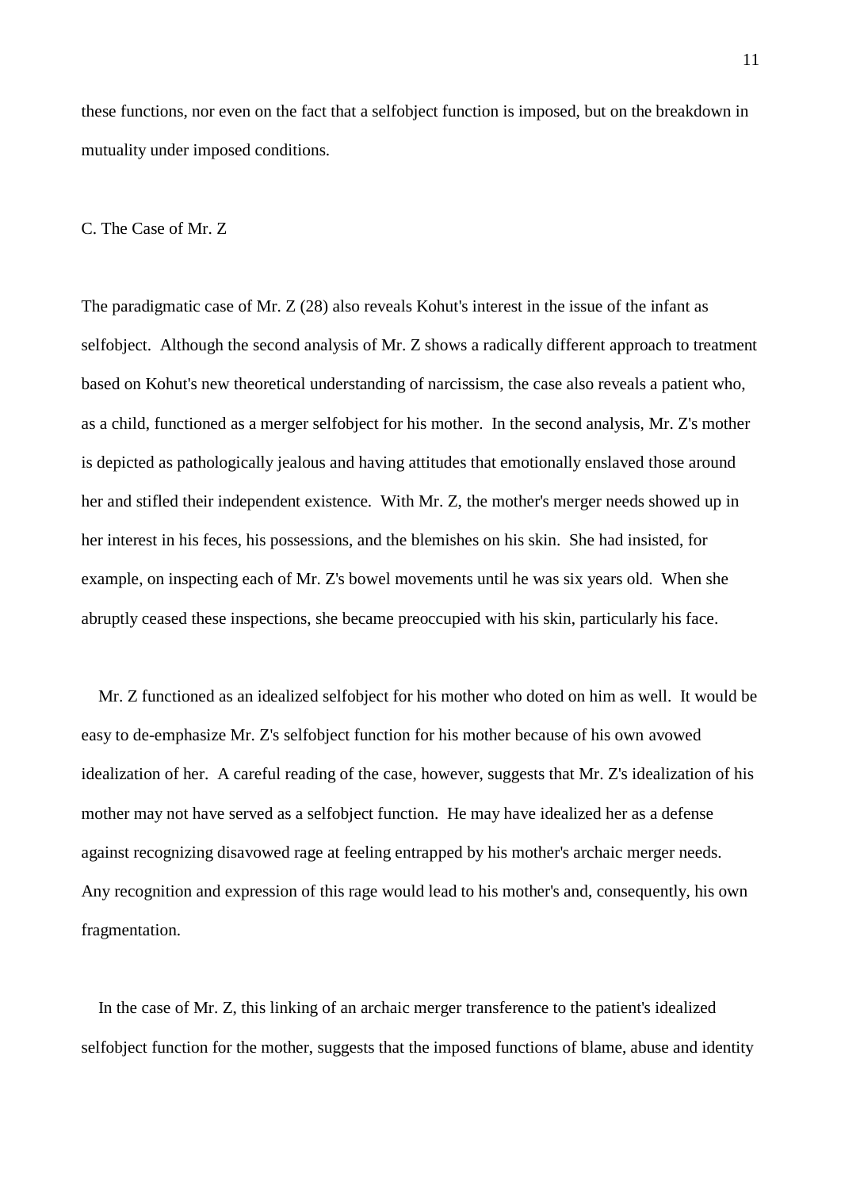these functions, nor even on the fact that a selfobject function is imposed, but on the breakdown in mutuality under imposed conditions.

### C. The Case of Mr. Z

The paradigmatic case of Mr. Z (28) also reveals Kohut's interest in the issue of the infant as selfobject. Although the second analysis of Mr. Z shows a radically different approach to treatment based on Kohut's new theoretical understanding of narcissism, the case also reveals a patient who, as a child, functioned as a merger selfobject for his mother. In the second analysis, Mr. Z's mother is depicted as pathologically jealous and having attitudes that emotionally enslaved those around her and stifled their independent existence. With Mr. Z, the mother's merger needs showed up in her interest in his feces, his possessions, and the blemishes on his skin. She had insisted, for example, on inspecting each of Mr. Z's bowel movements until he was six years old. When she abruptly ceased these inspections, she became preoccupied with his skin, particularly his face.

Mr. Z functioned as an idealized selfobject for his mother who doted on him as well. It would be easy to de-emphasize Mr. Z's selfobject function for his mother because of his own avowed idealization of her. A careful reading of the case, however, suggests that Mr. Z's idealization of his mother may not have served as a selfobject function. He may have idealized her as a defense against recognizing disavowed rage at feeling entrapped by his mother's archaic merger needs. Any recognition and expression of this rage would lead to his mother's and, consequently, his own fragmentation.

In the case of Mr. Z, this linking of an archaic merger transference to the patient's idealized selfobject function for the mother, suggests that the imposed functions of blame, abuse and identity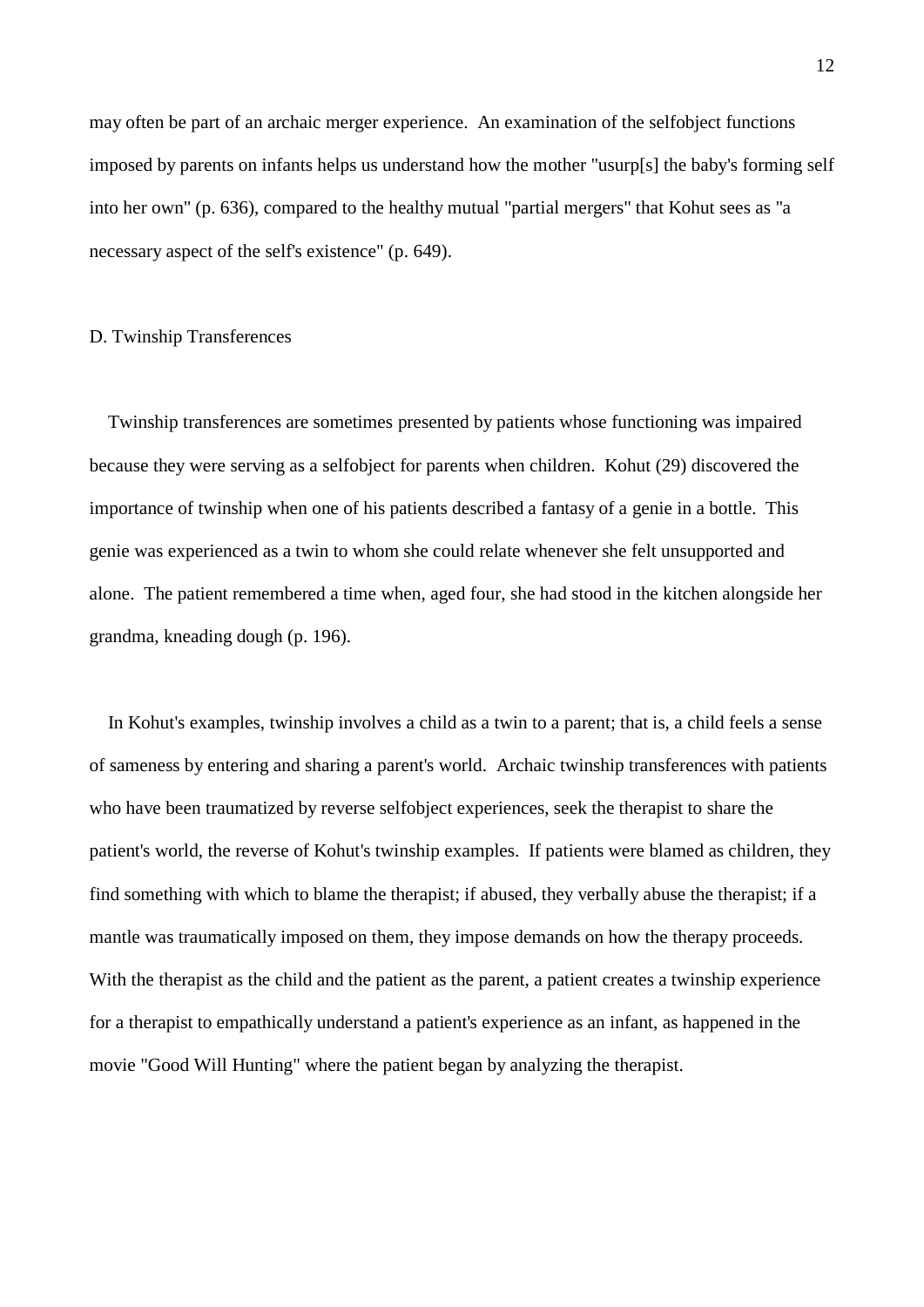may often be part of an archaic merger experience. An examination of the selfobject functions imposed by parents on infants helps us understand how the mother "usurp[s] the baby's forming self into her own" (p. 636), compared to the healthy mutual "partial mergers" that Kohut sees as "a necessary aspect of the self's existence" (p. 649).

### D. Twinship Transferences

Twinship transferences are sometimes presented by patients whose functioning was impaired because they were serving as a selfobject for parents when children. Kohut (29) discovered the importance of twinship when one of his patients described a fantasy of a genie in a bottle. This genie was experienced as a twin to whom she could relate whenever she felt unsupported and alone. The patient remembered a time when, aged four, she had stood in the kitchen alongside her grandma, kneading dough (p. 196).

In Kohut's examples, twinship involves a child as a twin to a parent; that is, a child feels a sense of sameness by entering and sharing a parent's world. Archaic twinship transferences with patients who have been traumatized by reverse selfobject experiences, seek the therapist to share the patient's world, the reverse of Kohut's twinship examples. If patients were blamed as children, they find something with which to blame the therapist; if abused, they verbally abuse the therapist; if a mantle was traumatically imposed on them, they impose demands on how the therapy proceeds. With the therapist as the child and the patient as the parent, a patient creates a twinship experience for a therapist to empathically understand a patient's experience as an infant, as happened in the movie "Good Will Hunting" where the patient began by analyzing the therapist.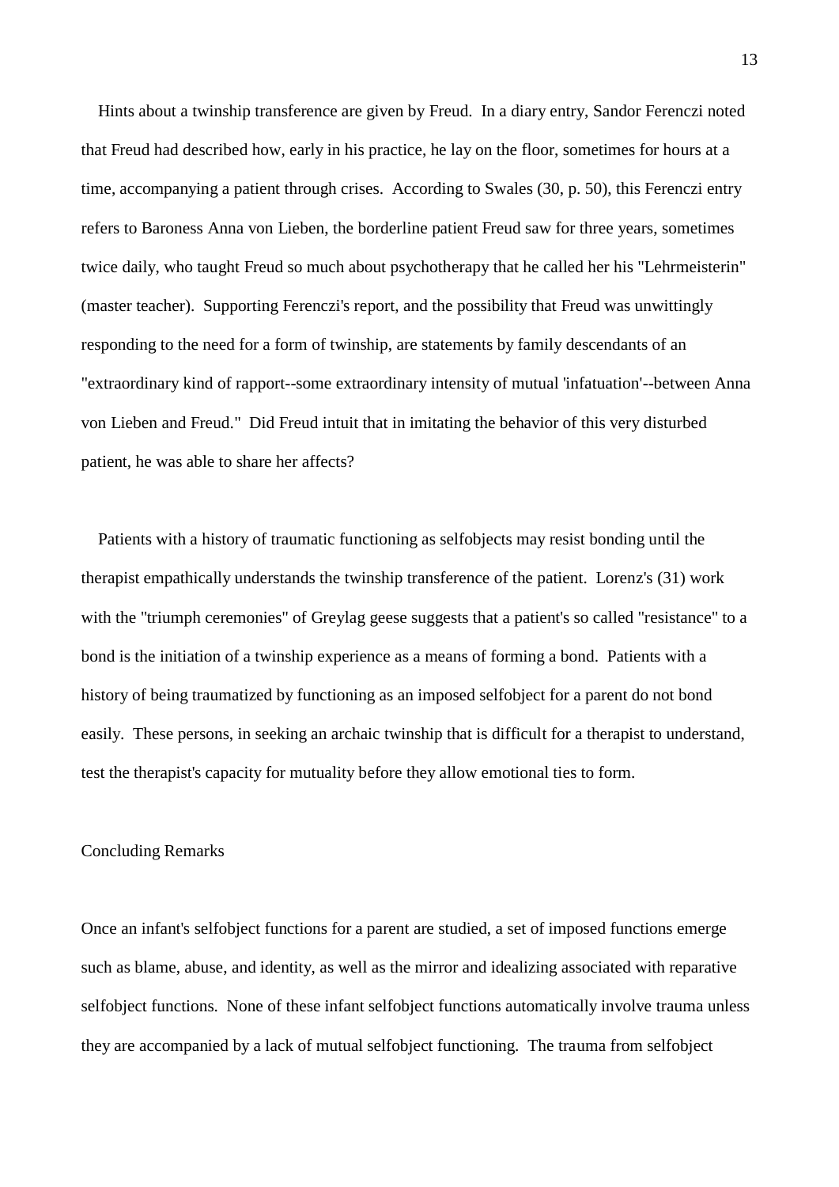Hints about a twinship transference are given by Freud. In a diary entry, Sandor Ferenczi noted that Freud had described how, early in his practice, he lay on the floor, sometimes for hours at a time, accompanying a patient through crises. According to Swales (30, p. 50), this Ferenczi entry refers to Baroness Anna von Lieben, the borderline patient Freud saw for three years, sometimes twice daily, who taught Freud so much about psychotherapy that he called her his "Lehrmeisterin" (master teacher). Supporting Ferenczi's report, and the possibility that Freud was unwittingly responding to the need for a form of twinship, are statements by family descendants of an "extraordinary kind of rapport--some extraordinary intensity of mutual 'infatuation'--between Anna von Lieben and Freud." Did Freud intuit that in imitating the behavior of this very disturbed patient, he was able to share her affects?

Patients with a history of traumatic functioning as selfobjects may resist bonding until the therapist empathically understands the twinship transference of the patient. Lorenz's (31) work with the "triumph ceremonies" of Greylag geese suggests that a patient's so called "resistance" to a bond is the initiation of a twinship experience as a means of forming a bond. Patients with a history of being traumatized by functioning as an imposed selfobject for a parent do not bond easily. These persons, in seeking an archaic twinship that is difficult for a therapist to understand, test the therapist's capacity for mutuality before they allow emotional ties to form.

## Concluding Remarks

Once an infant's selfobject functions for a parent are studied, a set of imposed functions emerge such as blame, abuse, and identity, as well as the mirror and idealizing associated with reparative selfobject functions. None of these infant selfobject functions automatically involve trauma unless they are accompanied by a lack of mutual selfobject functioning. The trauma from selfobject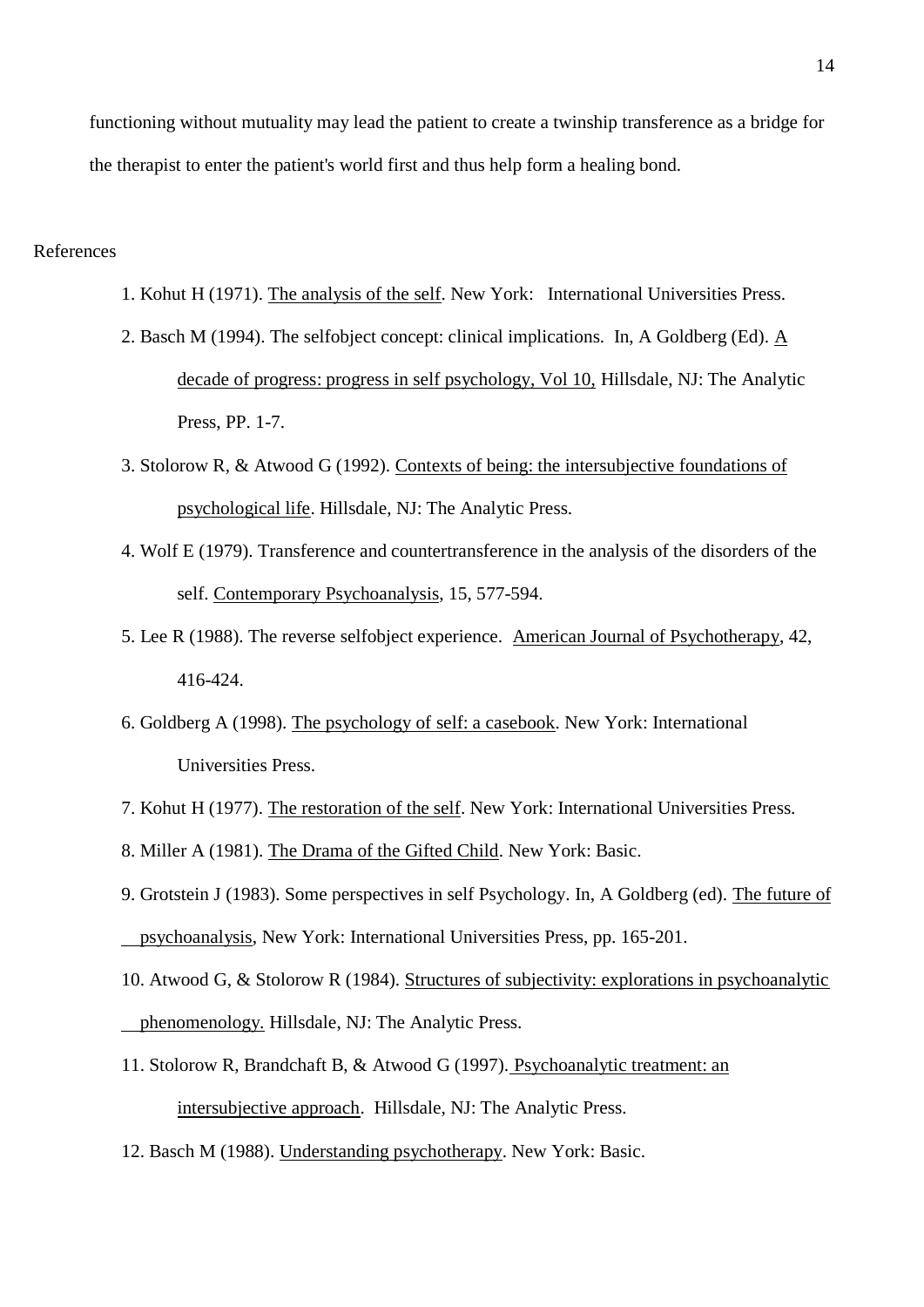functioning without mutuality may lead the patient to create a twinship transference as a bridge for the therapist to enter the patient's world first and thus help form a healing bond.

## References

1. Kohut H (1971). The analysis of the self. New York: International Universities Press.
2. Basch M (1994). The selfobject concept: clinical implications. In, A Goldberg (Ed). A decade of progress: progress in self psychology, Vol 10, Hillsdale, NJ: The Analytic Press, PP. 1-7.
3. Stolorow R, & Atwood G (1992). Contexts of being: the intersubjective foundations of psychological life. Hillsdale, NJ: The Analytic Press.
4. Wolf E (1979). Transference and countertransference in the analysis of the disorders of the self. Contemporary Psychoanalysis, 15, 577-594.
5. Lee R (1988). The reverse selfobject experience. American Journal of Psychotherapy, 42, 416-424.
6. Goldberg A (1998). The psychology of self: a casebook. New York: International Universities Press.
7. Kohut H (1977). The restoration of the self. New York: International Universities Press.
8. Miller A (1981). The Drama of the Gifted Child. New York: Basic.
9. Grotstein J (1983). Some perspectives in self Psychology. In, A Goldberg (ed). The future of psychoanalysis, New York: International Universities Press, pp. 165-201.
10. Atwood G, & Stolorow R (1984). Structures of subjectivity: explorations in psychoanalytic phenomenology. Hillsdale, NJ: The Analytic Press.
11. Stolorow R, Brandchaft B, & Atwood G (1997). Psychoanalytic treatment: an intersubjective approach. Hillsdale, NJ: The Analytic Press.
12. Basch M (1988). Understanding psychotherapy. New York: Basic.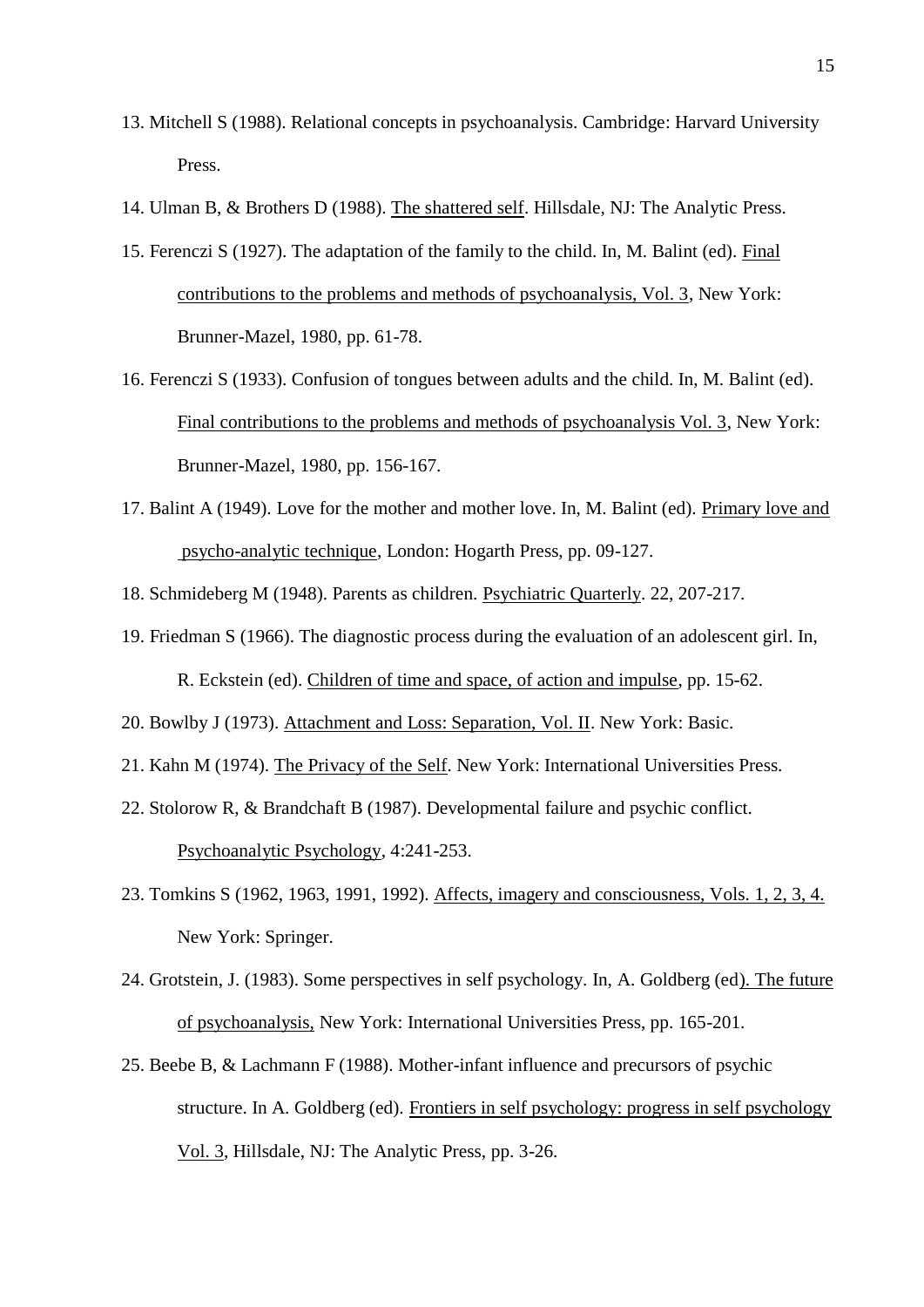13. Mitchell S (1988). Relational concepts in psychoanalysis. Cambridge: Harvard University Press.

14. Ulman B, & Brothers D (1988). The shattered self. Hillsdale, NJ: The Analytic Press.

15. Ferenczi S (1927). The adaptation of the family to the child. In, M. Balint (ed). Final contributions to the problems and methods of psychoanalysis, Vol. 3, New York: Brunner-Mazel, 1980, pp. 61-78.

16. Ferenczi S (1933). Confusion of tongues between adults and the child. In, M. Balint (ed). Final contributions to the problems and methods of psychoanalysis Vol. 3, New York: Brunner-Mazel, 1980, pp. 156-167.

17. Balint A (1949). Love for the mother and mother love. In, M. Balint (ed). Primary love and psycho-analytic technique, London: Hogarth Press, pp. 09-127.

18. Schmideberg M (1948). Parents as children. Psychiatric Quarterly. 22, 207-217.

19. Friedman S (1966). The diagnostic process during the evaluation of an adolescent girl. In, R. Eckstein (ed). Children of time and space, of action and impulse, pp. 15-62.

20. Bowlby J (1973). Attachment and Loss: Separation, Vol. II. New York: Basic.

21. Kahn M (1974). The Privacy of the Self. New York: International Universities Press.

22. Stolorow R, & Brandchaft B (1987). Developmental failure and psychic conflict. Psychoanalytic Psychology, 4:241-253.

23. Tomkins S (1962, 1963, 1991, 1992). Affects, imagery and consciousness, Vols. 1, 2, 3, 4. New York: Springer.

24. Grotstein, J. (1983). Some perspectives in self psychology. In, A. Goldberg (ed). The future of psychoanalysis, New York: International Universities Press, pp. 165-201.

25. Beebe B, & Lachmann F (1988). Mother-infant influence and precursors of psychic structure. In A. Goldberg (ed). Frontiers in self psychology: progress in self psychology Vol. 3, Hillsdale, NJ: The Analytic Press, pp. 3-26.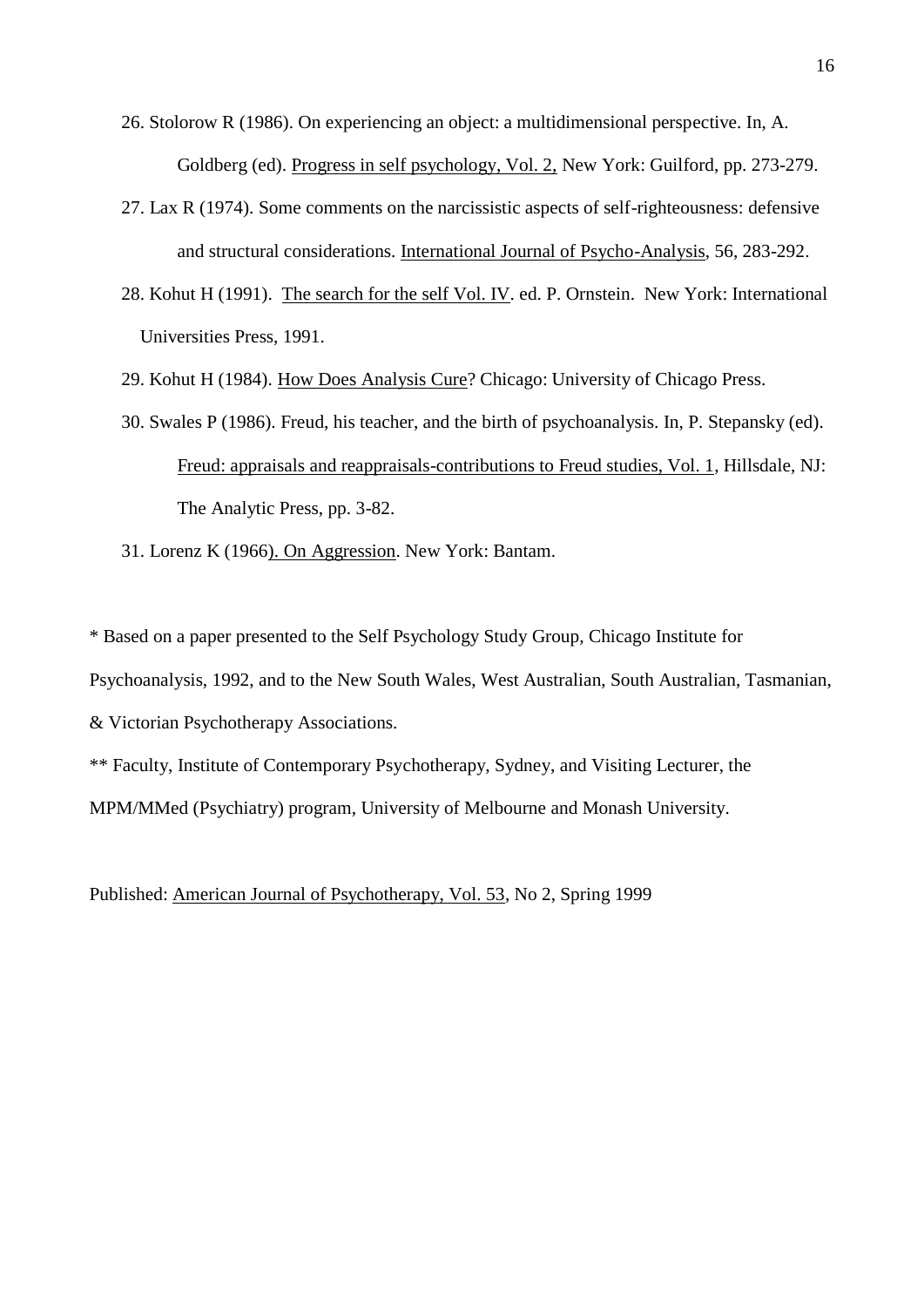26. Stolorow R (1986). On experiencing an object: a multidimensional perspective. In, A. Goldberg (ed). Progress in self psychology, Vol. 2, New York: Guilford, pp. 273-279.

27. Lax R (1974). Some comments on the narcissistic aspects of self-righteousness: defensive and structural considerations. International Journal of Psycho-Analysis, 56, 283-292.

28. Kohut H (1991). The search for the self Vol. IV. ed. P. Ornstein. New York: International Universities Press, 1991.

29. Kohut H (1984). How Does Analysis Cure? Chicago: University of Chicago Press.

30. Swales P (1986). Freud, his teacher, and the birth of psychoanalysis. In, P. Stepansky (ed). Freud: appraisals and reappraisals-contributions to Freud studies, Vol. 1, Hillsdale, NJ: The Analytic Press, pp. 3-82.

31. Lorenz K (1966). On Aggression. New York: Bantam.

* Based on a paper presented to the Self Psychology Study Group, Chicago Institute for Psychoanalysis, 1992, and to the New South Wales, West Australian, South Australian, Tasmanian, & Victorian Psychotherapy Associations.

** Faculty, Institute of Contemporary Psychotherapy, Sydney, and Visiting Lecturer, the MPM/MMed (Psychiatry) program, University of Melbourne and Monash University.

Published: American Journal of Psychotherapy, Vol. 53, No 2, Spring 1999